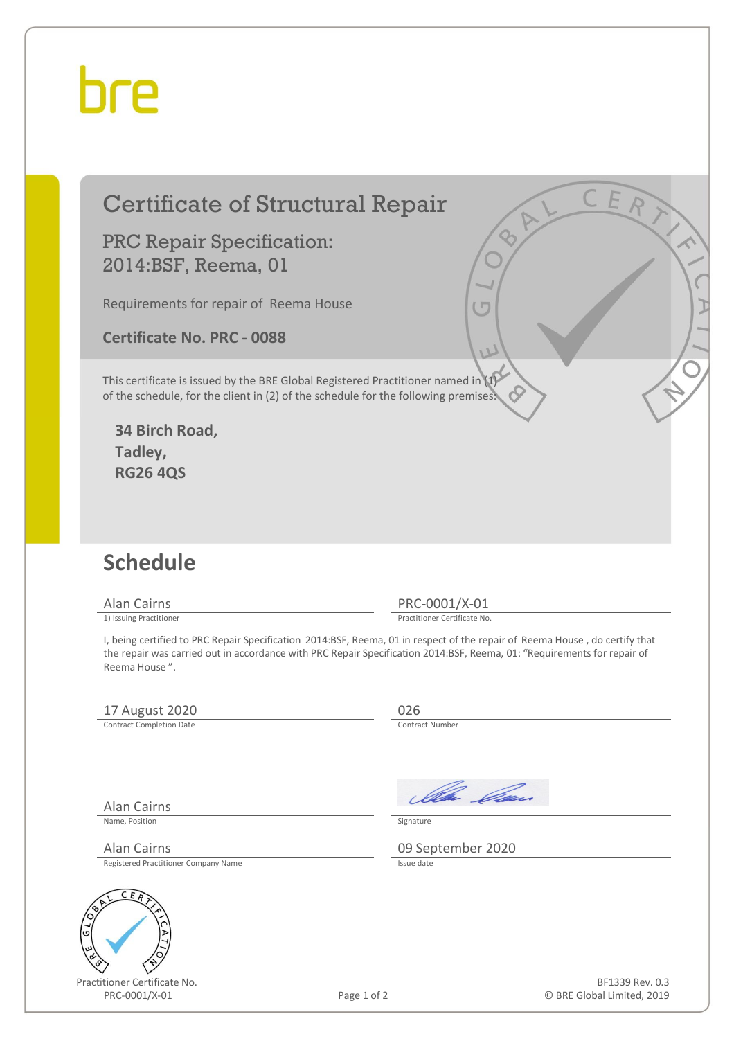bre

# Certificate of Structural Repair

## PRC Repair Specification: 2014:BSF, Reema, 01

Requirements for repair of Reema House

**Certificate No. PRC - 0088**

This certificate is issued by the BRE Global Registered Practitioner named in (1) of the schedule, for the client in (2) of the schedule for the following premises:

**34 Birch Road,**
**Tadley,**
**RG26 4QS**

## Schedule

| | |
|---|---|
| Alan Cairns | PRC-0001/X-01 |
| 1) Issuing Practitioner | Practitioner Certificate No. |

I, being certified to PRC Repair Specification 2014:BSF, Reema, 01 in respect of the repair of Reema House , do certify that the repair was carried out in accordance with PRC Repair Specification 2014:BSF, Reema, 01: "Requirements for repair of Reema House ".

| | |
|---|---|
| 17 August 2020 | 026 |
| Contract Completion Date | Contract Number |
| Alan Cairns | |
| Name, Position | Signature |
| Alan Cairns | 09 September 2020 |
| Registered Practitioner Company Name | Issue date |

Practitioner Certificate No.
PRC-0001/X-01

BF1339 Rev. 0.3
© BRE Global Limited, 2019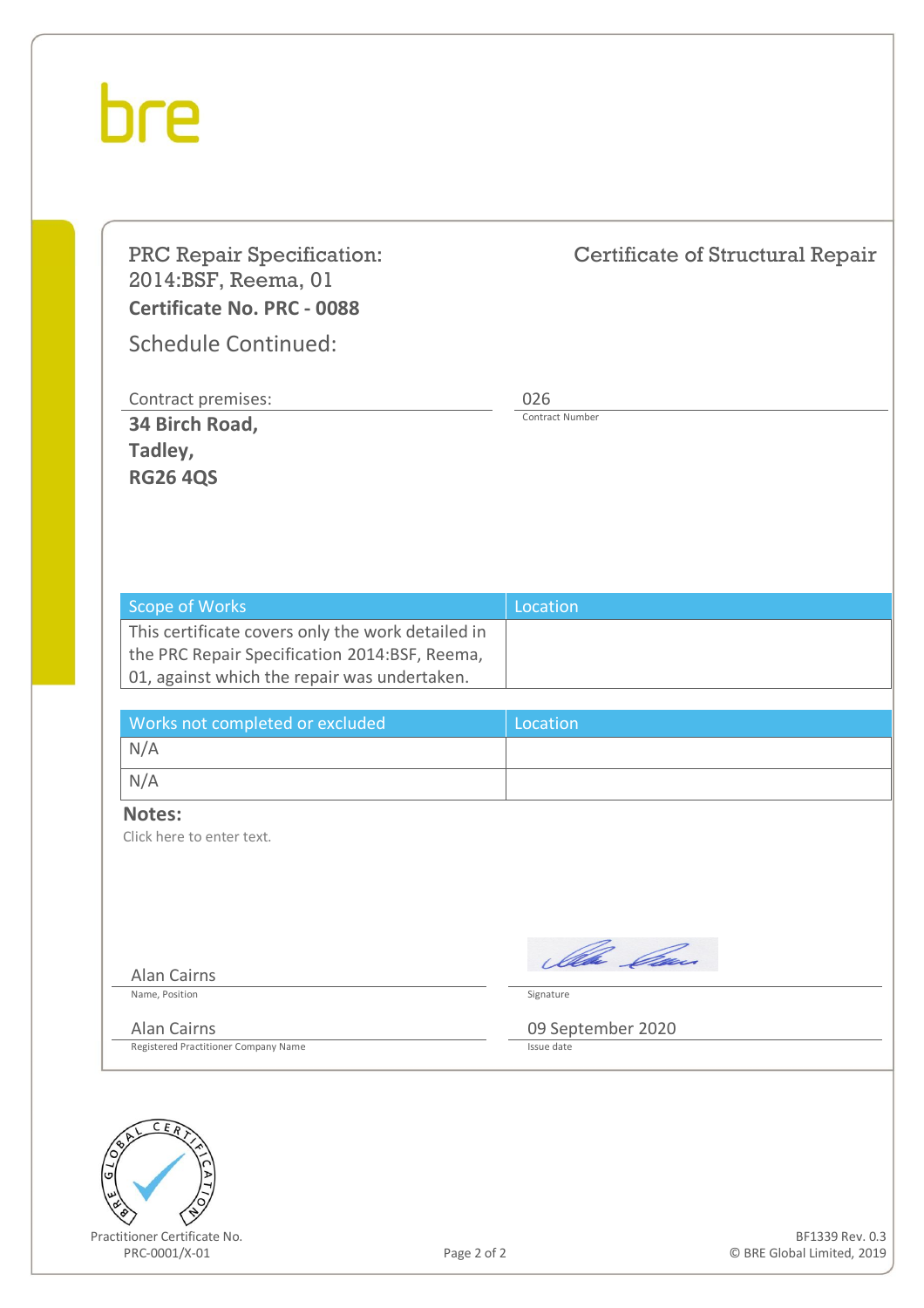bre

PRC Repair Specification:
2014:BSF, Reema, 01
**Certificate No. PRC - 0088**

Certificate of Structural Repair

## Schedule Continued:

Contract premises:
**34 Birch Road,**
**Tadley,**
**RG26 4QS**

026
Contract Number

| Scope of Works | Location |
| --- | --- |
| This certificate covers only the work detailed in the PRC Repair Specification 2014:BSF, Reema, 01, against which the repair was undertaken. | |

| Works not completed or excluded | Location |
| --- | --- |
| N/A | |
| N/A | |

**Notes:**
Click here to enter text.

Alan Cairns
Name, Position

Signature

Alan Cairns
Registered Practitioner Company Name

09 September 2020
Issue date

BRE GLOBAL CERTIFICATION

Practitioner Certificate No.
PRC-0001/X-01

BF1339 Rev. 0.3
© BRE Global Limited, 2019